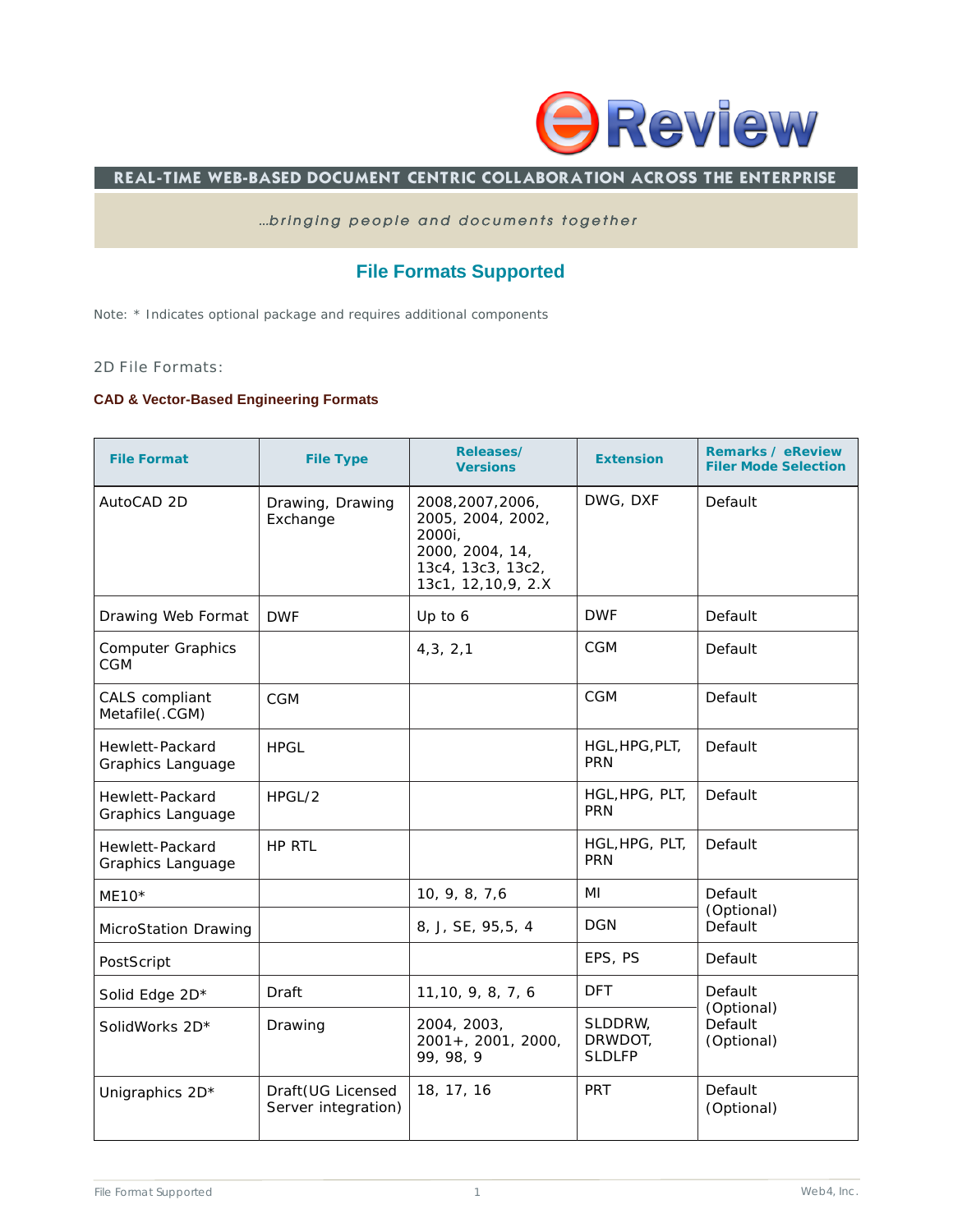# eReview

**REAL-TIME WEB-BASED DOCUMENT CENTRIC COLLABORATION ACROSS THE ENTERPRISE**

*...bringing people and documents together*

## File Formats Supported

Note: * Indicates optional package and requires additional components

### 2D File Formats:

**CAD & Vector-Based Engineering Formats**

| File Format | File Type | Releases/ Versions | Extension | Remarks / eReview Filer Mode Selection |
|---|---|---|---|---|
| AutoCAD 2D | Drawing, Drawing Exchange | 2008,2007,2006, 2005, 2004, 2002, 2000i, 2000, 2004, 14, 13c4, 13c3, 13c2, 13c1, 12,10,9, 2.X | DWG, DXF | Default |
| Drawing Web Format | DWF | Up to 6 | DWF | Default |
| Computer Graphics CGM | | 4,3, 2,1 | CGM | Default |
| CALS compliant Metafile(.CGM) | CGM | | CGM | Default |
| Hewlett-Packard Graphics Language | HPGL | | HGL,HPG,PLT, PRN | Default |
| Hewlett-Packard Graphics Language | HPGL/2 | | HGL,HPG, PLT, PRN | Default |
| Hewlett-Packard Graphics Language | HP RTL | | HGL,HPG, PLT, PRN | Default |
| ME10* | | 10, 9, 8, 7,6 | MI | Default (Optional) |
| MicroStation Drawing | | 8, J, SE, 95,5, 4 | DGN | Default |
| PostScript | | | EPS, PS | Default |
| Solid Edge 2D* | Draft | 11,10, 9, 8, 7, 6 | DFT | Default (Optional) |
| SolidWorks 2D* | Drawing | 2004, 2003, 2001+, 2001, 2000, 99, 98, 9 | SLDDRW, DRWDOT, SLDLFP | Default (Optional) |
| Unigraphics 2D* | Draft(UG Licensed Server integration) | 18, 17, 16 | PRT | Default (Optional) |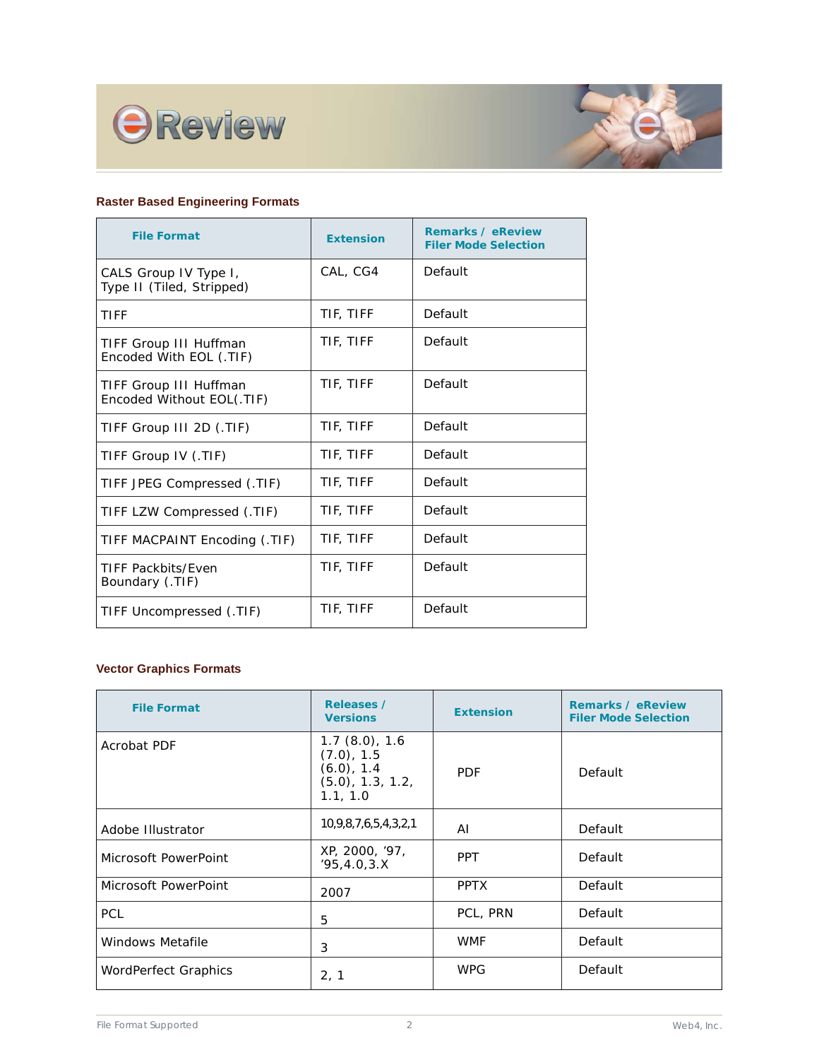### Raster Based Engineering Formats

| File Format | Extension | Remarks / eReview Filer Mode Selection |
|---|---|---|
| CALS Group IV Type I, Type II (Tiled, Stripped) | CAL, CG4 | Default |
| TIFF | TIF, TIFF | Default |
| TIFF Group III Huffman Encoded With EOL (.TIF) | TIF, TIFF | Default |
| TIFF Group III Huffman Encoded Without EOL(.TIF) | TIF, TIFF | Default |
| TIFF Group III 2D (.TIF) | TIF, TIFF | Default |
| TIFF Group IV (.TIF) | TIF, TIFF | Default |
| TIFF JPEG Compressed (.TIF) | TIF, TIFF | Default |
| TIFF LZW Compressed (.TIF) | TIF, TIFF | Default |
| TIFF MACPAINT Encoding (.TIF) | TIF, TIFF | Default |
| TIFF Packbits/Even Boundary (.TIF) | TIF, TIFF | Default |
| TIFF Uncompressed (.TIF) | TIF, TIFF | Default |

### Vector Graphics Formats

| File Format | Releases / Versions | Extension | Remarks / eReview Filer Mode Selection |
|---|---|---|---|
| Acrobat PDF | 1.7 (8.0), 1.6 (7.0), 1.5 (6.0), 1.4 (5.0), 1.3, 1.2, 1.1, 1.0 | PDF | Default |
| Adobe Illustrator | 10,9,8,7,6,5,4,3,2,1 | AI | Default |
| Microsoft PowerPoint | XP, 2000, '97, '95,4.0,3.X | PPT | Default |
| Microsoft PowerPoint | 2007 | PPTX | Default |
| PCL | 5 | PCL, PRN | Default |
| Windows Metafile | 3 | WMF | Default |
| WordPerfect Graphics | 2, 1 | WPG | Default |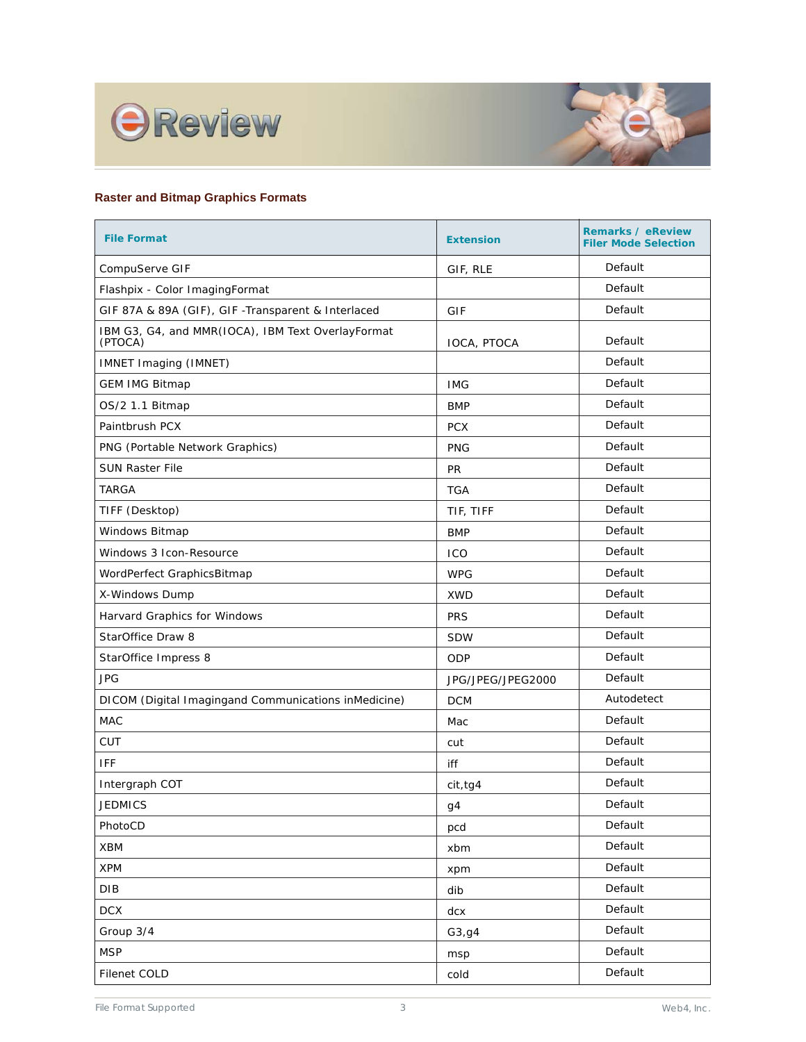## Raster and Bitmap Graphics Formats

| File Format | Extension | Remarks / eReview Filer Mode Selection |
|---|---|---|
| CompuServe GIF | GIF, RLE | Default |
| Flashpix - Color ImagingFormat | | Default |
| GIF 87A & 89A (GIF), GIF -Transparent & Interlaced | GIF | Default |
| IBM G3, G4, and MMR(IOCA), IBM Text OverlayFormat (PTOCA) | IOCA, PTOCA | Default |
| IMNET Imaging (IMNET) | | Default |
| GEM IMG Bitmap | IMG | Default |
| OS/2 1.1 Bitmap | BMP | Default |
| Paintbrush PCX | PCX | Default |
| PNG (Portable Network Graphics) | PNG | Default |
| SUN Raster File | PR | Default |
| TARGA | TGA | Default |
| TIFF (Desktop) | TIF, TIFF | Default |
| Windows Bitmap | BMP | Default |
| Windows 3 Icon-Resource | ICO | Default |
| WordPerfect GraphicsBitmap | WPG | Default |
| X-Windows Dump | XWD | Default |
| Harvard Graphics for Windows | PRS | Default |
| StarOffice Draw 8 | SDW | Default |
| StarOffice Impress 8 | ODP | Default |
| JPG | JPG/JPEG/JPEG2000 | Default |
| DICOM (Digital Imagingand Communications inMedicine) | DCM | Autodetect |
| MAC | Mac | Default |
| CUT | cut | Default |
| IFF | iff | Default |
| Intergraph COT | cit,tg4 | Default |
| JEDMICS | g4 | Default |
| PhotoCD | pcd | Default |
| XBM | xbm | Default |
| XPM | xpm | Default |
| DIB | dib | Default |
| DCX | dcx | Default |
| Group 3/4 | G3,g4 | Default |
| MSP | msp | Default |
| Filenet COLD | cold | Default |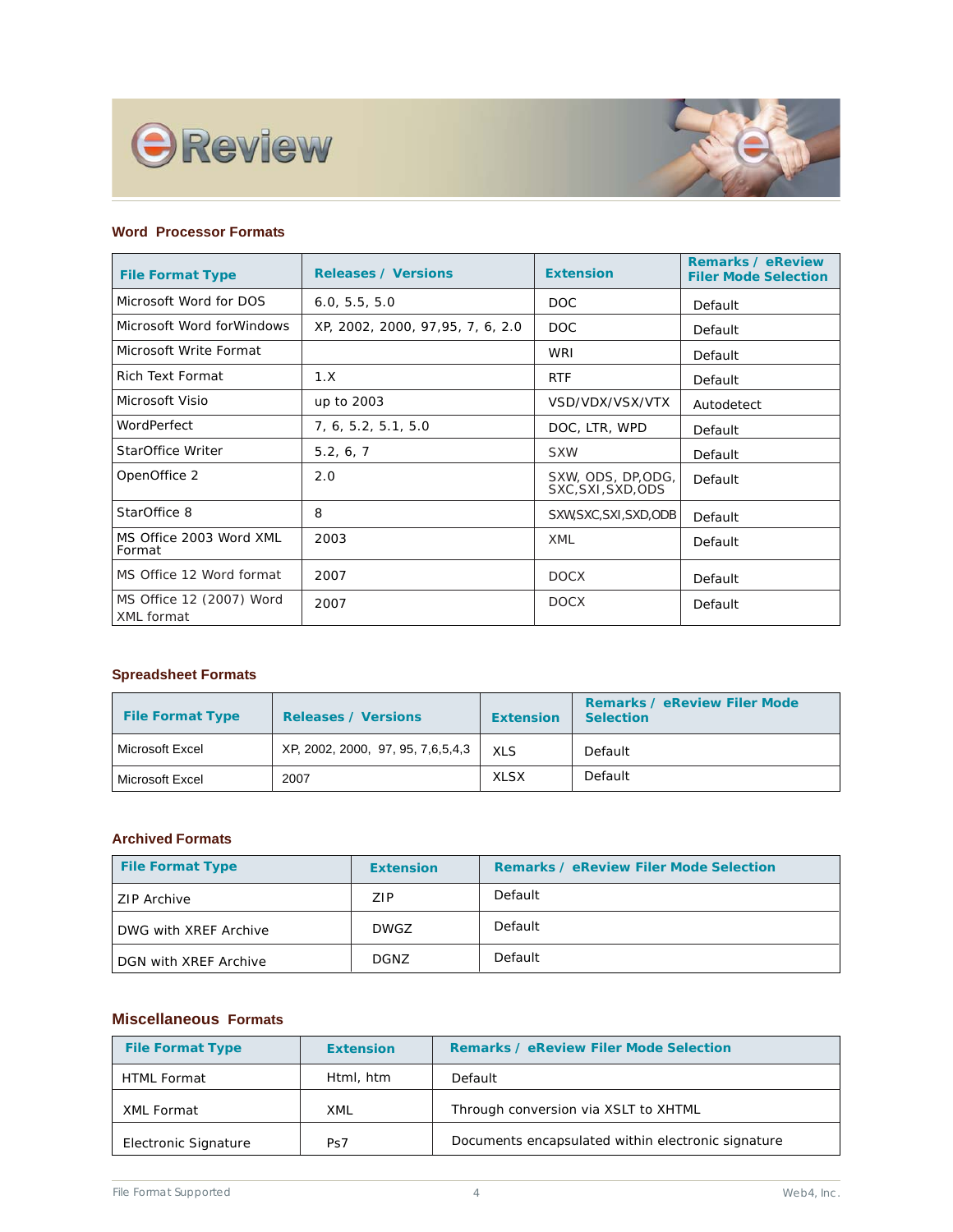### Word Processor Formats

| File Format Type | Releases / Versions | Extension | Remarks / eReview Filer Mode Selection |
|---|---|---|---|
| Microsoft Word for DOS | 6.0, 5.5, 5.0 | DOC | Default |
| Microsoft Word forWindows | XP, 2002, 2000, 97,95, 7, 6, 2.0 | DOC | Default |
| Microsoft Write Format | | WRI | Default |
| Rich Text Format | 1.X | RTF | Default |
| Microsoft Visio | up to 2003 | VSD/VDX/VSX/VTX | Autodetect |
| WordPerfect | 7, 6, 5.2, 5.1, 5.0 | DOC, LTR, WPD | Default |
| StarOffice Writer | 5.2, 6, 7 | SXW | Default |
| OpenOffice 2 | 2.0 | SXW, ODS, DP,ODG, SXC,SXI,SXD,ODS | Default |
| StarOffice 8 | 8 | SXW,SXC,SXI,SXD,ODB | Default |
| MS Office 2003 Word XML Format | 2003 | XML | Default |
| MS Office 12 Word format | 2007 | DOCX | Default |
| MS Office 12 (2007) Word XML format | 2007 | DOCX | Default |

### Spreadsheet Formats

| File Format Type | Releases / Versions | Extension | Remarks / eReview Filer Mode Selection |
|---|---|---|---|
| Microsoft Excel | XP, 2002, 2000, 97, 95, 7,6,5,4,3 | XLS | Default |
| Microsoft Excel | 2007 | XLSX | Default |

### Archived Formats

| File Format Type | Extension | Remarks / eReview Filer Mode Selection |
|---|---|---|
| ZIP Archive | ZIP | Default |
| DWG with XREF Archive | DWGZ | Default |
| DGN with XREF Archive | DGNZ | Default |

### Miscellaneous Formats

| File Format Type | Extension | Remarks / eReview Filer Mode Selection |
|---|---|---|
| HTML Format | Html, htm | Default |
| XML Format | XML | Through conversion via XSLT to XHTML |
| Electronic Signature | Ps7 | Documents encapsulated within electronic signature |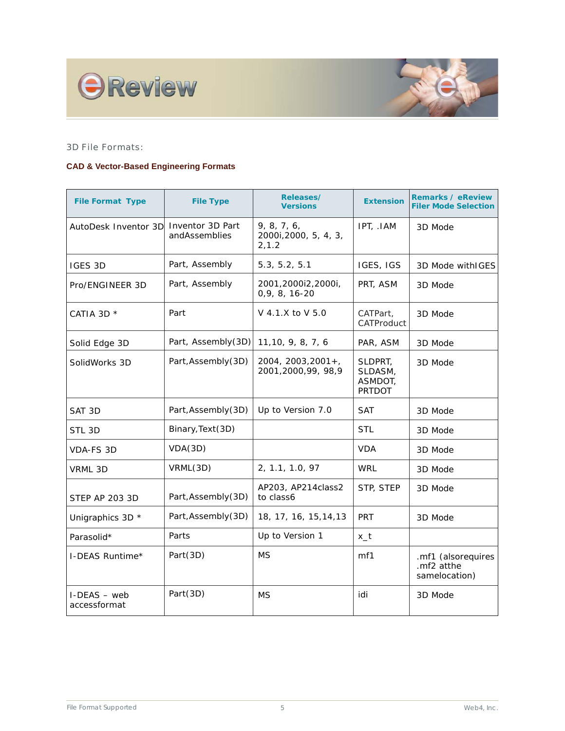3D File Formats:

**CAD & Vector-Based Engineering Formats**

| File Format Type | File Type | Releases/ Versions | Extension | Remarks / eReview Filer Mode Selection |
|---|---|---|---|---|
| AutoDesk Inventor 3D | Inventor 3D Part andAssemblies | 9, 8, 7, 6, 2000i,2000, 5, 4, 3, 2,1.2 | IPT, .IAM | 3D Mode |
| IGES 3D | Part, Assembly | 5.3, 5.2, 5.1 | IGES, IGS | 3D Mode withIGES |
| Pro/ENGINEER 3D | Part, Assembly | 2001,2000i2,2000i, 0,9, 8, 16-20 | PRT, ASM | 3D Mode |
| CATIA 3D * | Part | V 4.1.X to V 5.0 | CATPart, CATProduct | 3D Mode |
| Solid Edge 3D | Part, Assembly(3D) | 11,10, 9, 8, 7, 6 | PAR, ASM | 3D Mode |
| SolidWorks 3D | Part,Assembly(3D) | 2004, 2003,2001+, 2001,2000,99, 98,9 | SLDPRT, SLDASM, ASMDOT, PRTDOT | 3D Mode |
| SAT 3D | Part,Assembly(3D) | Up to Version 7.0 | SAT | 3D Mode |
| STL 3D | Binary,Text(3D) | | STL | 3D Mode |
| VDA-FS 3D | VDA(3D) | | VDA | 3D Mode |
| VRML 3D | VRML(3D) | 2, 1.1, 1.0, 97 | WRL | 3D Mode |
| STEP AP 203 3D | Part,Assembly(3D) | AP203, AP214class2 to class6 | STP, STEP | 3D Mode |
| Unigraphics 3D * | Part,Assembly(3D) | 18, 17, 16, 15,14,13 | PRT | 3D Mode |
| Parasolid* | Parts | Up to Version 1 | x_t | |
| I-DEAS Runtime* | Part(3D) | MS | mf1 | .mf1 (alsorequires .mf2 atthe samelocation) |
| I-DEAS – web accessformat | Part(3D) | MS | idi | 3D Mode |